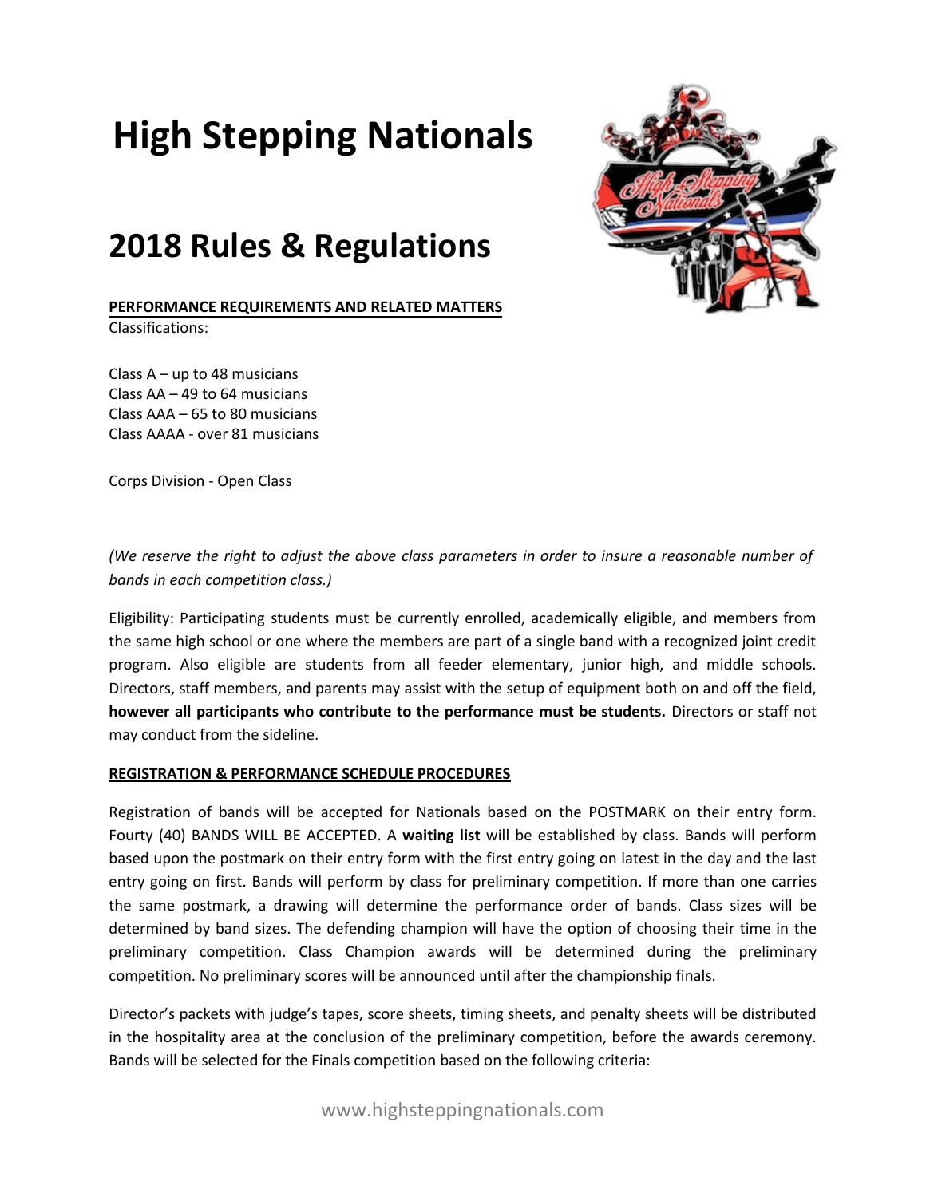# High Stepping Nationals

# 2018 Rules & Regulations

**PERFORMANCE REQUIREMENTS AND RELATED MATTERS**

Classifications:

Class A – up to 48 musicians
Class AA – 49 to 64 musicians
Class AAA – 65 to 80 musicians
Class AAAA - over 81 musicians

Corps Division - Open Class

*(We reserve the right to adjust the above class parameters in order to insure a reasonable number of bands in each competition class.)*

Eligibility: Participating students must be currently enrolled, academically eligible, and members from the same high school or one where the members are part of a single band with a recognized joint credit program. Also eligible are students from all feeder elementary, junior high, and middle schools. Directors, staff members, and parents may assist with the setup of equipment both on and off the field, **however all participants who contribute to the performance must be students.** Directors or staff not may conduct from the sideline.

**REGISTRATION & PERFORMANCE SCHEDULE PROCEDURES**

Registration of bands will be accepted for Nationals based on the POSTMARK on their entry form. Fourty (40) BANDS WILL BE ACCEPTED. A **waiting list** will be established by class. Bands will perform based upon the postmark on their entry form with the first entry going on latest in the day and the last entry going on first. Bands will perform by class for preliminary competition. If more than one carries the same postmark, a drawing will determine the performance order of bands. Class sizes will be determined by band sizes. The defending champion will have the option of choosing their time in the preliminary competition. Class Champion awards will be determined during the preliminary competition. No preliminary scores will be announced until after the championship finals.

Director's packets with judge's tapes, score sheets, timing sheets, and penalty sheets will be distributed in the hospitality area at the conclusion of the preliminary competition, before the awards ceremony. Bands will be selected for the Finals competition based on the following criteria: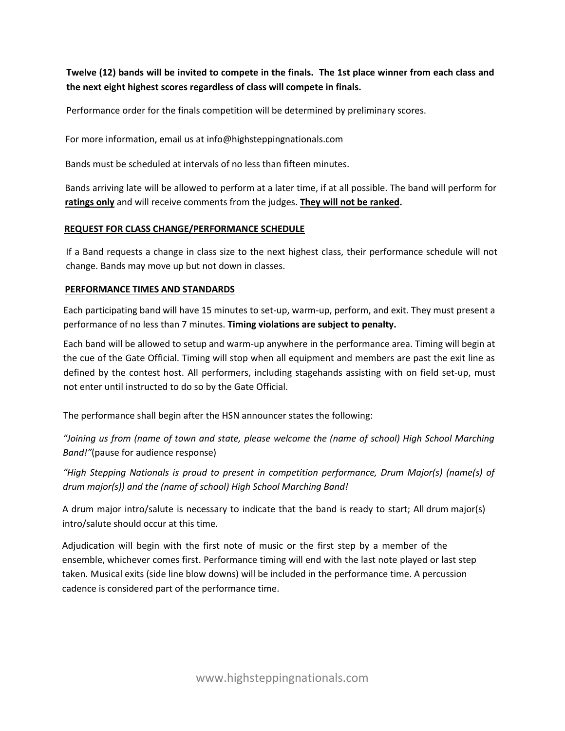**Twelve (12) bands will be invited to compete in the finals. The 1st place winner from each class and the next eight highest scores regardless of class will compete in finals.**

Performance order for the finals competition will be determined by preliminary scores.

For more information, email us at info@highsteppingnationals.com

Bands must be scheduled at intervals of no less than fifteen minutes.

Bands arriving late will be allowed to perform at a later time, if at all possible. The band will perform for **ratings only** and will receive comments from the judges. **They will not be ranked.**

**REQUEST FOR CLASS CHANGE/PERFORMANCE SCHEDULE**

If a Band requests a change in class size to the next highest class, their performance schedule will not change. Bands may move up but not down in classes.

**PERFORMANCE TIMES AND STANDARDS**

Each participating band will have 15 minutes to set-up, warm-up, perform, and exit. They must present a performance of no less than 7 minutes. **Timing violations are subject to penalty.**

Each band will be allowed to setup and warm-up anywhere in the performance area. Timing will begin at the cue of the Gate Official. Timing will stop when all equipment and members are past the exit line as defined by the contest host. All performers, including stagehands assisting with on field set-up, must not enter until instructed to do so by the Gate Official.

The performance shall begin after the HSN announcer states the following:

*"Joining us from (name of town and state, please welcome the (name of school) High School Marching Band!"*(pause for audience response)

*"High Stepping Nationals is proud to present in competition performance, Drum Major(s) (name(s) of drum major(s)) and the (name of school) High School Marching Band!*

A drum major intro/salute is necessary to indicate that the band is ready to start; All drum major(s) intro/salute should occur at this time.

Adjudication will begin with the first note of music or the first step by a member of the ensemble, whichever comes first. Performance timing will end with the last note played or last step taken. Musical exits (side line blow downs) will be included in the performance time. A percussion cadence is considered part of the performance time.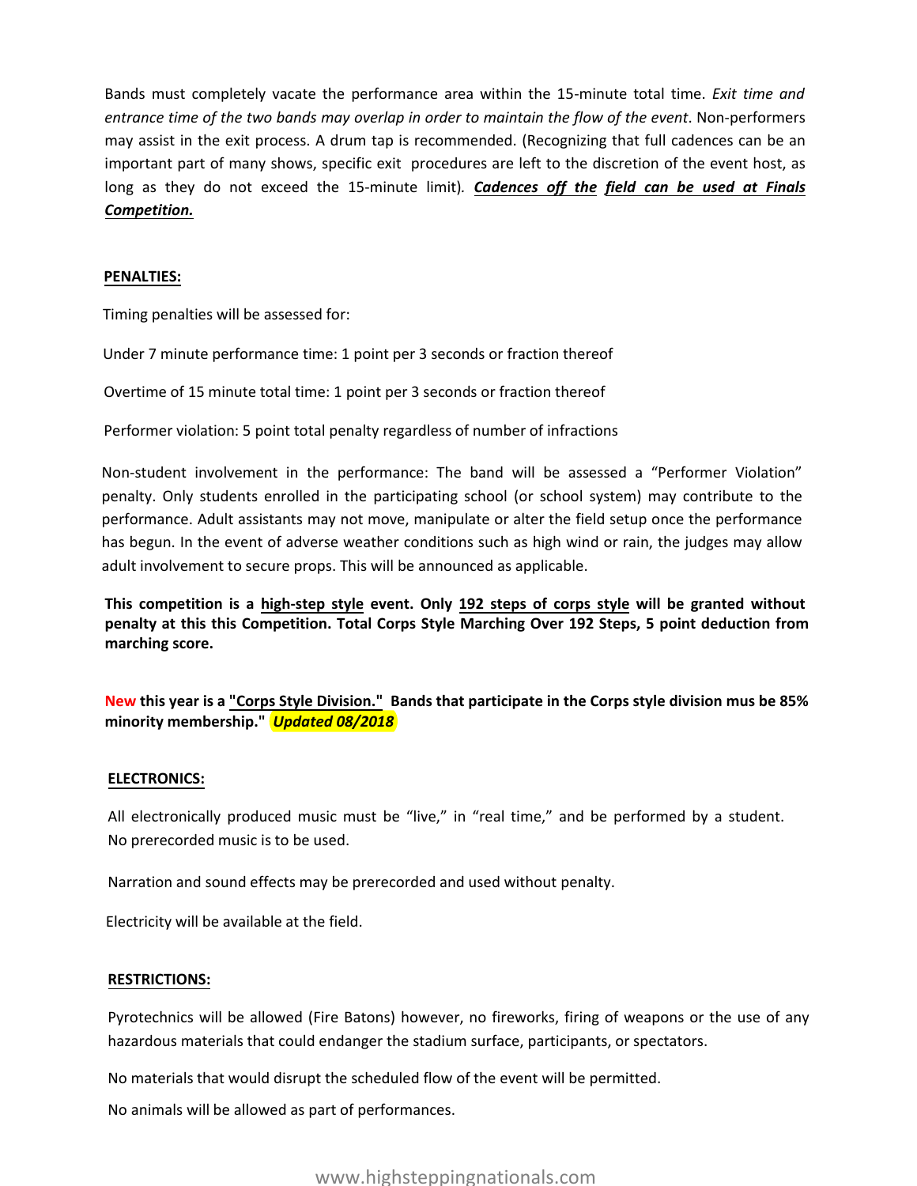Bands must completely vacate the performance area within the 15-minute total time. *Exit time and entrance time of the two bands may overlap in order to maintain the flow of the event*. Non-performers may assist in the exit process. A drum tap is recommended. (Recognizing that full cadences can be an important part of many shows, specific exit procedures are left to the discretion of the event host, as long as they do not exceed the 15-minute limit). ***Cadences off the field can be used at Finals Competition.***

**PENALTIES:**

Timing penalties will be assessed for:

Under 7 minute performance time: 1 point per 3 seconds or fraction thereof

Overtime of 15 minute total time: 1 point per 3 seconds or fraction thereof

Performer violation: 5 point total penalty regardless of number of infractions

Non-student involvement in the performance: The band will be assessed a "Performer Violation" penalty. Only students enrolled in the participating school (or school system) may contribute to the performance. Adult assistants may not move, manipulate or alter the field setup once the performance has begun. In the event of adverse weather conditions such as high wind or rain, the judges may allow adult involvement to secure props. This will be announced as applicable.

**This competition is a high-step style event. Only 192 steps of corps style will be granted without penalty at this this Competition. Total Corps Style Marching Over 192 Steps, 5 point deduction from marching score.**

**New this year is a "Corps Style Division." Bands that participate in the Corps style division mus be 85% minority membership."** ***Updated 08/2018***

**ELECTRONICS:**

All electronically produced music must be "live," in "real time," and be performed by a student. No prerecorded music is to be used.

Narration and sound effects may be prerecorded and used without penalty.

Electricity will be available at the field.

**RESTRICTIONS:**

Pyrotechnics will be allowed (Fire Batons) however, no fireworks, firing of weapons or the use of any hazardous materials that could endanger the stadium surface, participants, or spectators.

No materials that would disrupt the scheduled flow of the event will be permitted.

No animals will be allowed as part of performances.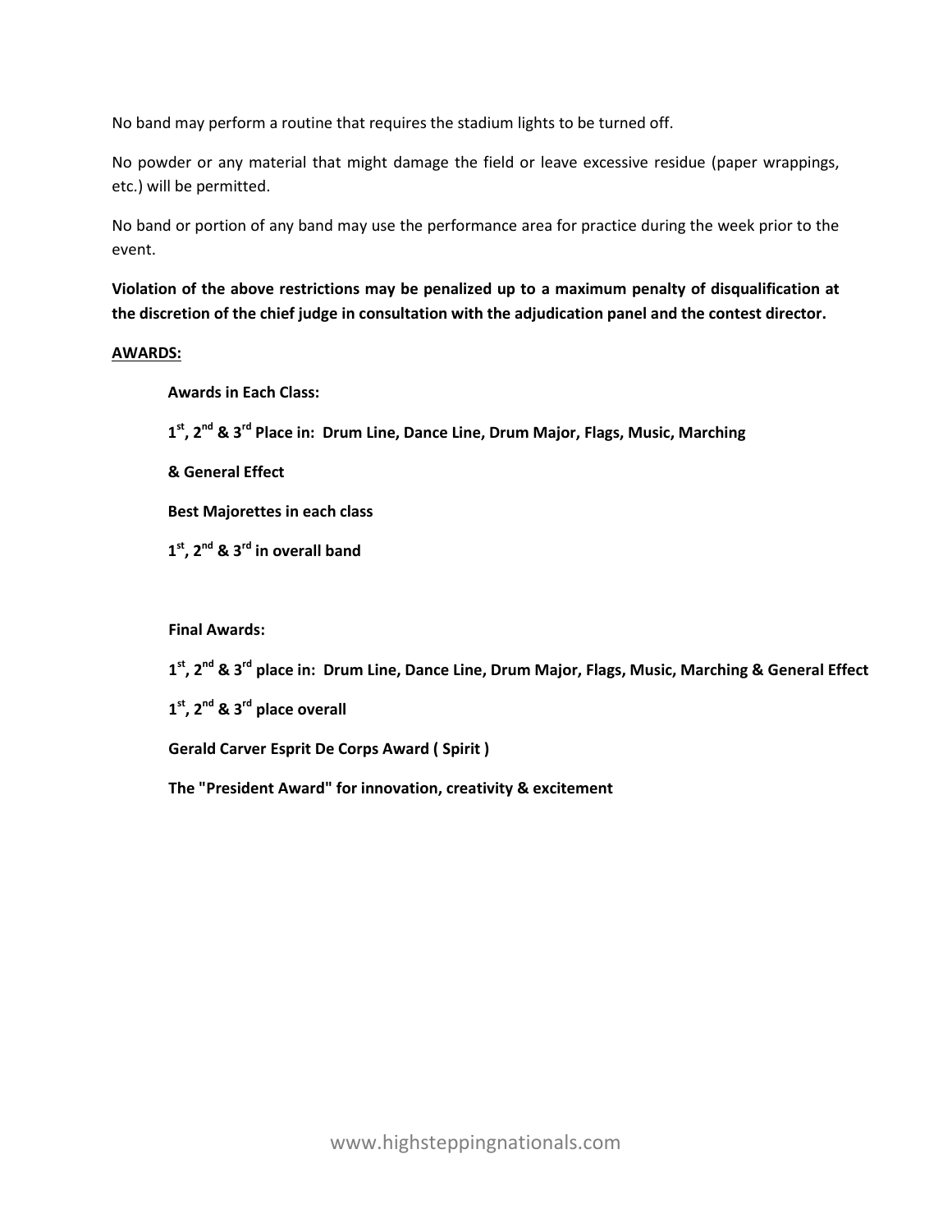No band may perform a routine that requires the stadium lights to be turned off.

No powder or any material that might damage the field or leave excessive residue (paper wrappings, etc.) will be permitted.

No band or portion of any band may use the performance area for practice during the week prior to the event.

**Violation of the above restrictions may be penalized up to a maximum penalty of disqualification at the discretion of the chief judge in consultation with the adjudication panel and the contest director.**

**<u>AWARDS:</u>**

**Awards in Each Class:**

**1st, 2nd & 3rd Place in: Drum Line, Dance Line, Drum Major, Flags, Music, Marching**

**& General Effect**

**Best Majorettes in each class**

**1st, 2nd & 3rd in overall band**

**Final Awards:**

**1st, 2nd & 3rd place in: Drum Line, Dance Line, Drum Major, Flags, Music, Marching & General Effect**

**1st, 2nd & 3rd place overall**

**Gerald Carver Esprit De Corps Award ( Spirit )**

**The "President Award" for innovation, creativity & excitement**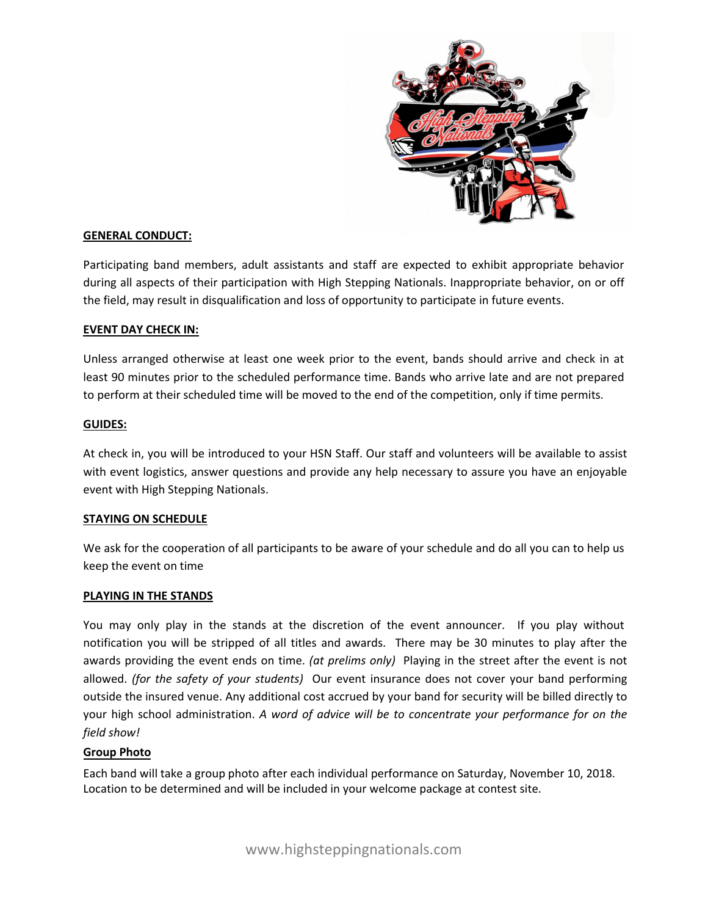**GENERAL CONDUCT:**

Participating band members, adult assistants and staff are expected to exhibit appropriate behavior during all aspects of their participation with High Stepping Nationals. Inappropriate behavior, on or off the field, may result in disqualification and loss of opportunity to participate in future events.

**EVENT DAY CHECK IN:**

Unless arranged otherwise at least one week prior to the event, bands should arrive and check in at least 90 minutes prior to the scheduled performance time. Bands who arrive late and are not prepared to perform at their scheduled time will be moved to the end of the competition, only if time permits.

**GUIDES:**

At check in, you will be introduced to your HSN Staff. Our staff and volunteers will be available to assist with event logistics, answer questions and provide any help necessary to assure you have an enjoyable event with High Stepping Nationals.

**STAYING ON SCHEDULE**

We ask for the cooperation of all participants to be aware of your schedule and do all you can to help us keep the event on time

**PLAYING IN THE STANDS**

You may only play in the stands at the discretion of the event announcer. If you play without notification you will be stripped of all titles and awards. There may be 30 minutes to play after the awards providing the event ends on time. *(at prelims only)* Playing in the street after the event is not allowed. *(for the safety of your students)* Our event insurance does not cover your band performing outside the insured venue. Any additional cost accrued by your band for security will be billed directly to your high school administration. *A word of advice will be to concentrate your performance for on the field show!*

**Group Photo**

Each band will take a group photo after each individual performance on Saturday, November 10, 2018. Location to be determined and will be included in your welcome package at contest site.

www.highsteppingnationals.com